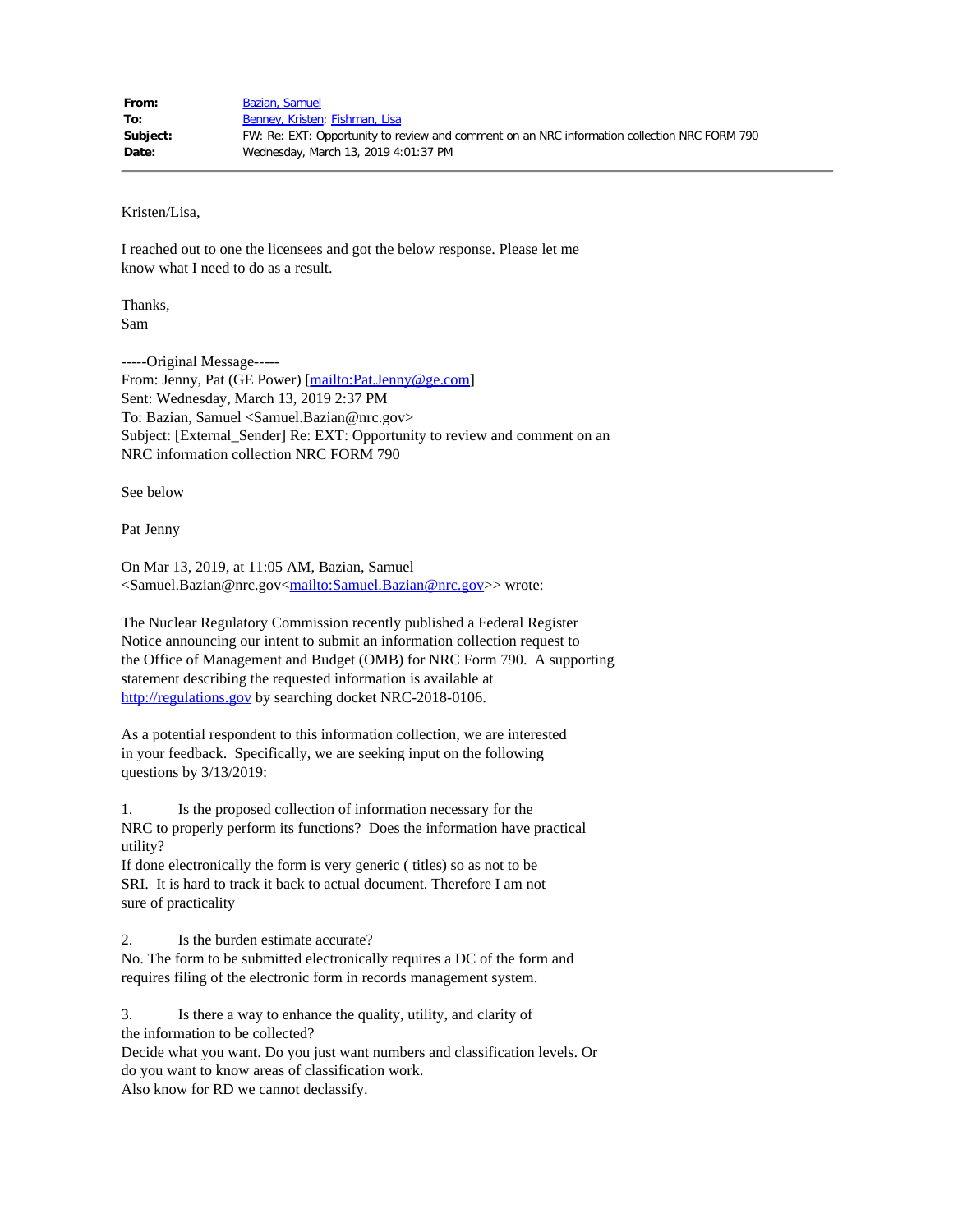| | |
|---|---|
| **From:** | Bazian, Samuel |
| **To:** | Benney, Kristen; Fishman, Lisa |
| **Subject:** | FW: Re: EXT: Opportunity to review and comment on an NRC information collection NRC FORM 790 |
| **Date:** | Wednesday, March 13, 2019 4:01:37 PM |

---

Kristen/Lisa,

I reached out to one the licensees and got the below response. Please let me know what I need to do as a result.

Thanks,
Sam

-----Original Message-----
From: Jenny, Pat (GE Power) [mailto:Pat.Jenny@ge.com]
Sent: Wednesday, March 13, 2019 2:37 PM
To: Bazian, Samuel <Samuel.Bazian@nrc.gov>
Subject: [External_Sender] Re: EXT: Opportunity to review and comment on an NRC information collection NRC FORM 790

See below

Pat Jenny

On Mar 13, 2019, at 11:05 AM, Bazian, Samuel <Samuel.Bazian@nrc.gov<mailto:Samuel.Bazian@nrc.gov>> wrote:

The Nuclear Regulatory Commission recently published a Federal Register Notice announcing our intent to submit an information collection request to the Office of Management and Budget (OMB) for NRC Form 790. A supporting statement describing the requested information is available at http://regulations.gov by searching docket NRC-2018-0106.

As a potential respondent to this information collection, we are interested in your feedback. Specifically, we are seeking input on the following questions by 3/13/2019:

1. Is the proposed collection of information necessary for the NRC to properly perform its functions? Does the information have practical utility?
If done electronically the form is very generic ( titles) so as not to be SRI. It is hard to track it back to actual document. Therefore I am not sure of practicality

2. Is the burden estimate accurate?
No. The form to be submitted electronically requires a DC of the form and requires filing of the electronic form in records management system.

3. Is there a way to enhance the quality, utility, and clarity of the information to be collected?
Decide what you want. Do you just want numbers and classification levels. Or do you want to know areas of classification work.
Also know for RD we cannot declassify.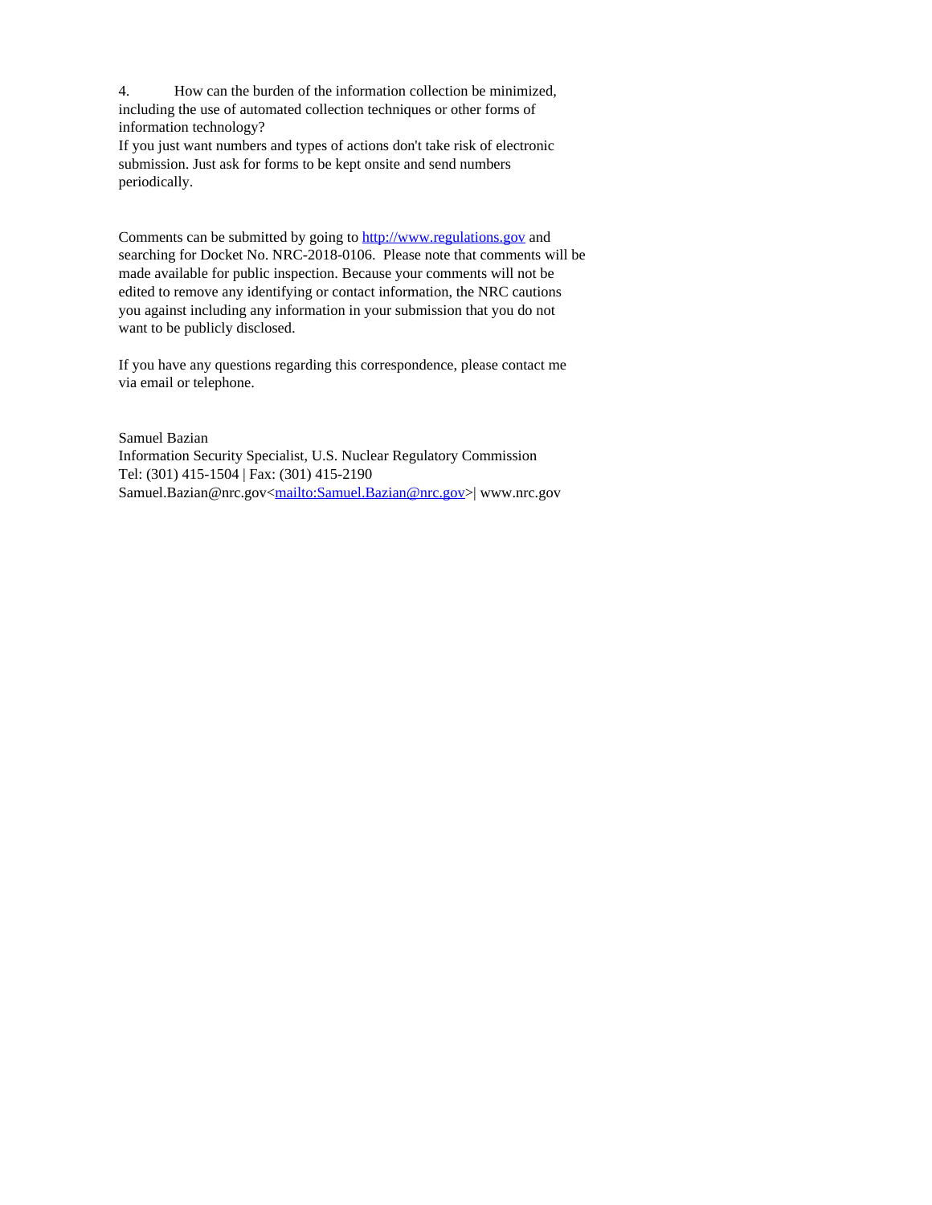4. How can the burden of the information collection be minimized, including the use of automated collection techniques or other forms of information technology?

If you just want numbers and types of actions don't take risk of electronic submission. Just ask for forms to be kept onsite and send numbers periodically.

Comments can be submitted by going to http://www.regulations.gov and searching for Docket No. NRC-2018-0106. Please note that comments will be made available for public inspection. Because your comments will not be edited to remove any identifying or contact information, the NRC cautions you against including any information in your submission that you do not want to be publicly disclosed.

If you have any questions regarding this correspondence, please contact me via email or telephone.

Samuel Bazian

Information Security Specialist, U.S. Nuclear Regulatory Commission

Tel: (301) 415-1504 | Fax: (301) 415-2190

Samuel.Bazian@nrc.gov<mailto:Samuel.Bazian@nrc.gov>| www.nrc.gov